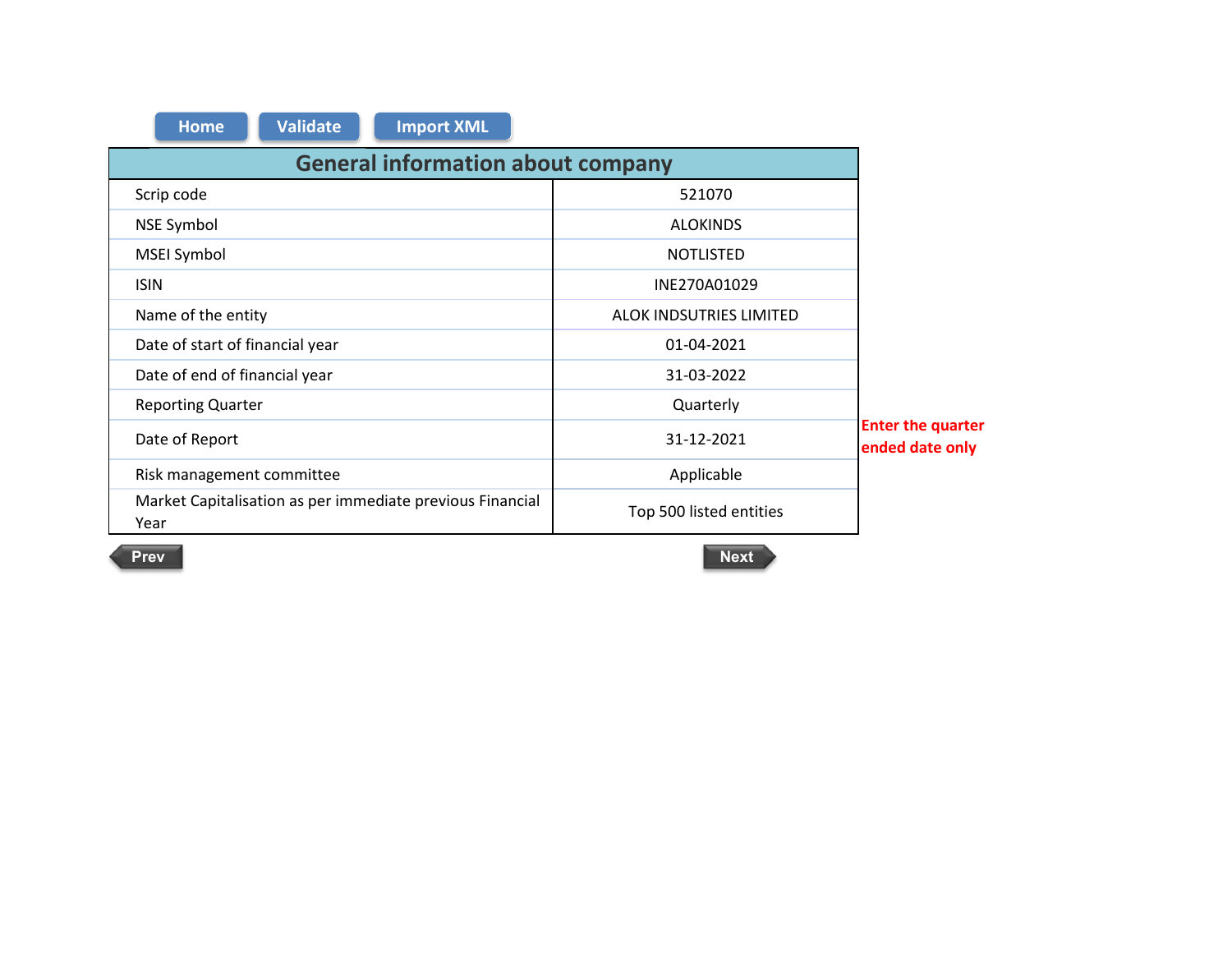Home | Validate | Import XML

| General information about company | |
|---|---|
| Scrip code | 521070 |
| NSE Symbol | ALOKINDS |
| MSEI Symbol | NOTLISTED |
| ISIN | INE270A01029 |
| Name of the entity | ALOK INDSUTRIES LIMITED |
| Date of start of financial year | 01-04-2021 |
| Date of end of financial year | 31-03-2022 |
| Reporting Quarter | Quarterly |
| Date of Report | 31-12-2021 |
| Risk management committee | Applicable |
| Market Capitalisation as per immediate previous Financial Year | Top 500 listed entities |

Enter the quarter ended date only

Prev | Next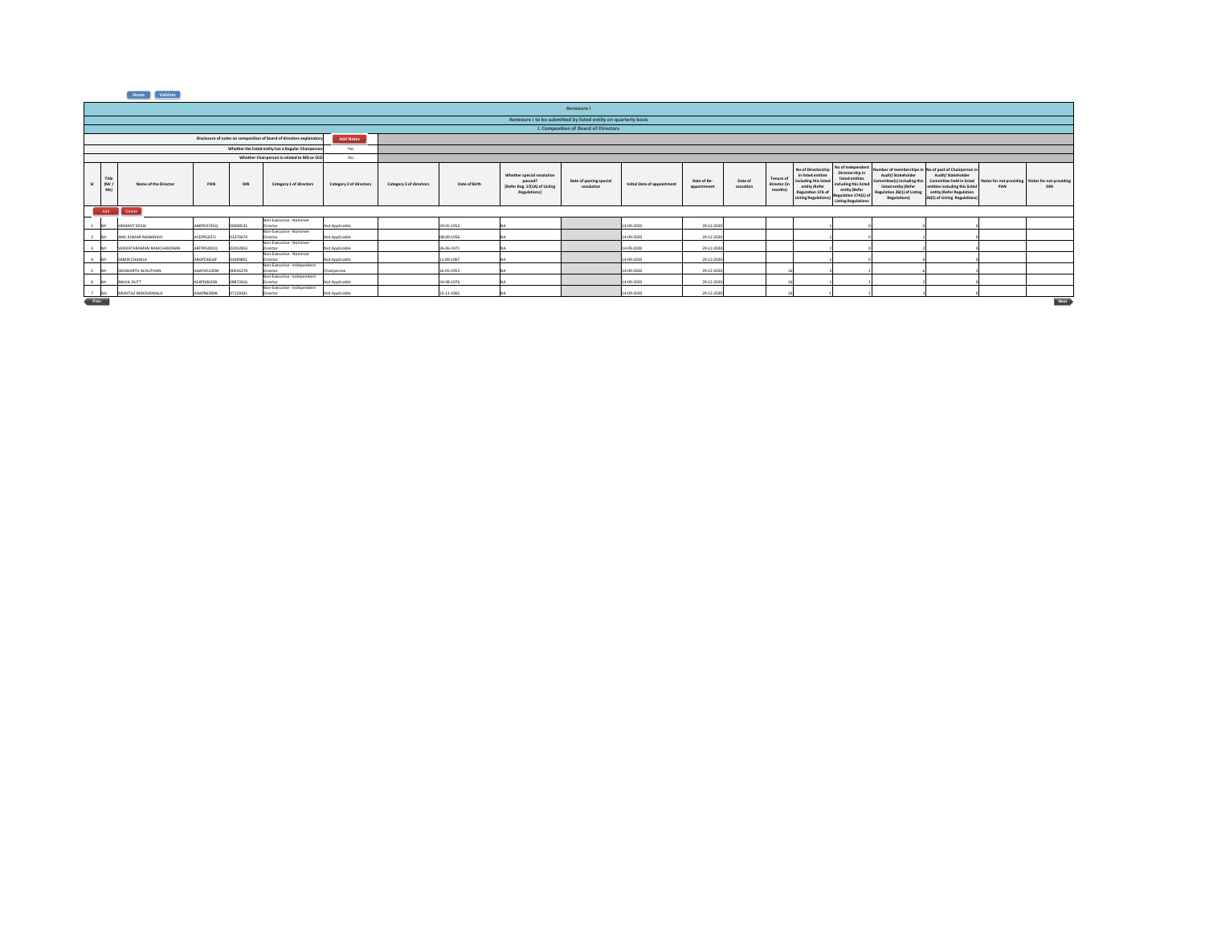# Annexure I

## Annexure I to be submitted by listed entity on quarterly basis

### I. Composition of Board of Directors

| | |
|---|---|
| Disclosure of notes on composition of board of directors explanatory | |
| Whether the listed entity has a Regular Chairperson | Yes |
| Whether Chairperson is related to MD or CEO | No |

| Sr | Title (Mr / Ms) | Name of the Director | PAN | DIN | Category 1 of directors | Category 2 of directors | Category 3 of directors | Date of Birth | Whether special resolution passed? [Refer Reg. 17(1A) of Listing Regulations] | Date of passing special resolution | Initial Date of appointment | Date of Re-appointment | Date of cessation | Tenure of director (in months) | No of Directorship in listed entities including this listed entity (Refer Regulation 17A of Listing Regulations) | No of Independent Directorship in listed entities including this listed entity (Refer Regulation 17A(1) of Listing Regulations | Number of memberships in Audit/ Stakeholder Committee(s) including this listed entity (Refer Regulation 26(1) of Listing Regulations) | No of post of Chairperson in Audit/ Stakeholder Committee held in listed entities including this listed entity (Refer Regulation 26(1) of Listing Regulations) | Notes for not providing PAN | Notes for not providing DIN |
|---|---|---|---|---|---|---|---|---|---|---|---|---|---|---|---|---|---|---|---|---|
| 1 | Mr | HEMANT DESAI | ABKPD0745Q | 00008531 | Non-Executive - Nominee Director | Not Applicable | | 29-05-1952 | NA | | 14-09-2020 | 29-12-2020 | | | 1 | 0 | 0 | 0 | | |
| 2 | Mr | ANIL KUMAR RAJBANSHI | ACEPR5037J | 03370674 | Non-Executive - Nominee Director | Not Applicable | | 08-09-1956 | NA | | 14-09-2020 | 29-12-2020 | | | 1 | 0 | 1 | 0 | | |
| 3 | Mr | VENKATARAMAN RAMCHANDRAN | ABTPR5001Q | 02032853 | Non-Executive - Nominee Director | Not Applicable | | 26-06-1971 | NA | | 14-09-2020 | 29-12-2020 | | | 1 | 0 | 2 | 0 | | |
| 4 | Mr | SAMIR CHAWLA | ABGPC9654F | 03499851 | Non-Executive - Nominee Director | Not Applicable | | 11-09-1967 | NA | | 14-09-2020 | 29-12-2020 | | | 1 | 0 | 0 | 0 | | |
| 5 | Mr | SIDDHARTH ACHUTHAN | AAAPA5332M | 00016278 | Non-Executive - Independent Director | Chairperson | | 16-05-1953 | NA | | 14-09-2020 | 29-12-2020 | | 16 | 3 | 2 | 6 | 3 | | |
| 6 | Mr | RAHUL DUTT | AEXPD9620B | 08872616 | Non-Executive - Independent Director | Not Applicable | | 24-08-1976 | NA | | 14-09-2020 | 29-12-2020 | | 16 | 1 | 1 | 2 | 0 | | |
| 7 | Ms | MUMTAZ BANDUKWALA | AAAPB6390A | 07129301 | Non-Executive - Independent Director | Not Applicable | | 15-11-1965 | NA | | 14-09-2020 | 29-12-2020 | | 16 | 1 | 1 | 3 | 0 | | |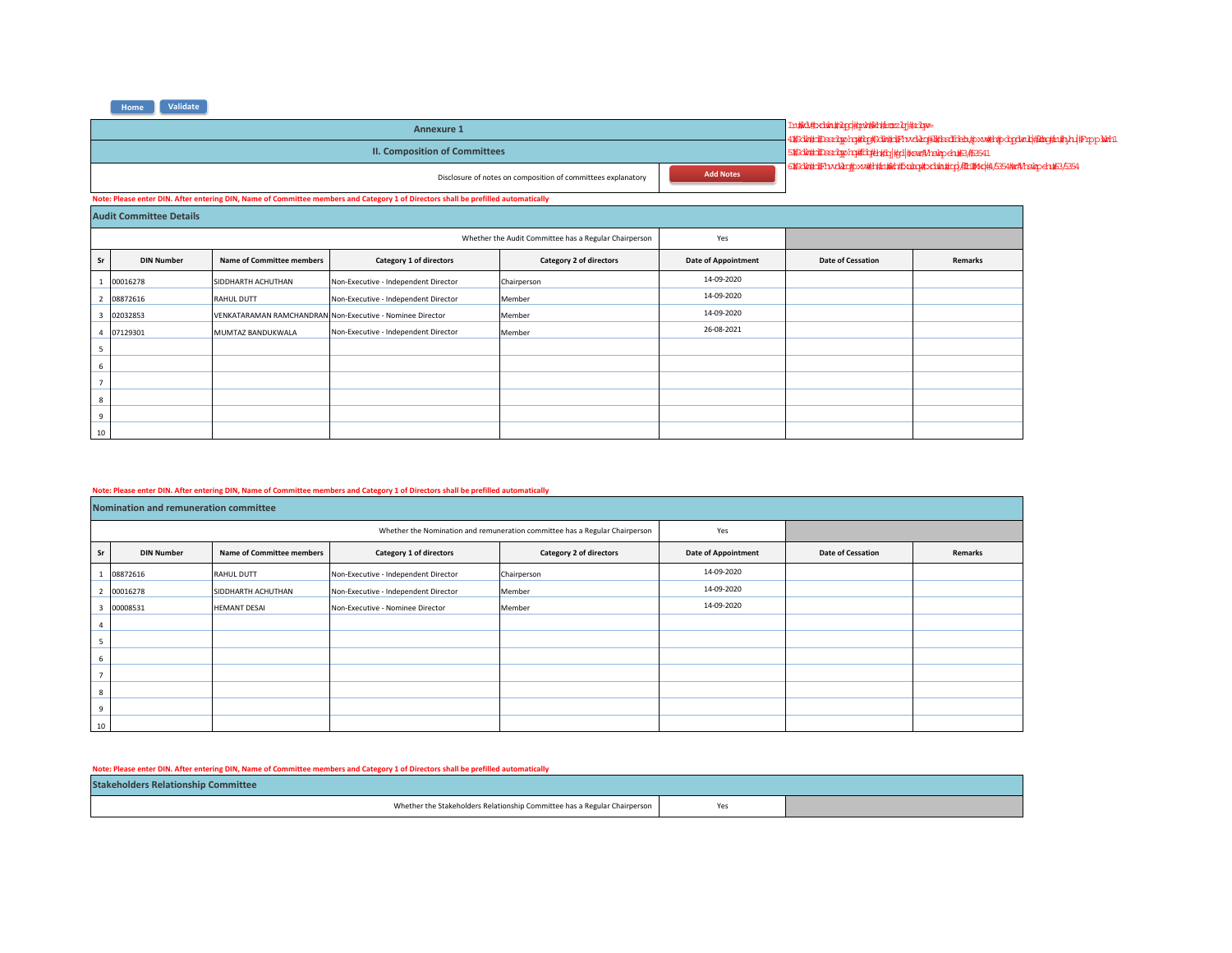Home | Validate

## Annexure 1

### II. Composition of Committees

Disclosure of notes on composition of committees explanatory | Add Notes

**Note: Please enter DIN. After entering DIN, Name of Committee members and Category 1 of Directors shall be prefilled automatically**

### Audit Committee Details

Whether the Audit Committee has a Regular Chairperson: Yes

| Sr | DIN Number | Name of Committee members | Category 1 of directors | Category 2 of directors | Date of Appointment | Date of Cessation | Remarks |
|---|---|---|---|---|---|---|---|
| 1 | 00016278 | SIDDHARTH ACHUTHAN | Non-Executive - Independent Director | Chairperson | 14-09-2020 | | |
| 2 | 08872616 | RAHUL DUTT | Non-Executive - Independent Director | Member | 14-09-2020 | | |
| 3 | 02032853 | VENKATARAMAN RAMCHANDRAN | Non-Executive - Nominee Director | Member | 14-09-2020 | | |
| 4 | 07129301 | MUMTAZ BANDUKWALA | Non-Executive - Independent Director | Member | 26-08-2021 | | |
| 5 | | | | | | | |
| 6 | | | | | | | |
| 7 | | | | | | | |
| 8 | | | | | | | |
| 9 | | | | | | | |
| 10 | | | | | | | |

**Note: Please enter DIN. After entering DIN, Name of Committee members and Category 1 of Directors shall be prefilled automatically**

### Nomination and remuneration committee

Whether the Nomination and remuneration committee has a Regular Chairperson: Yes

| Sr | DIN Number | Name of Committee members | Category 1 of directors | Category 2 of directors | Date of Appointment | Date of Cessation | Remarks |
|---|---|---|---|---|---|---|---|
| 1 | 08872616 | RAHUL DUTT | Non-Executive - Independent Director | Chairperson | 14-09-2020 | | |
| 2 | 00016278 | SIDDHARTH ACHUTHAN | Non-Executive - Independent Director | Member | 14-09-2020 | | |
| 3 | 00008531 | HEMANT DESAI | Non-Executive - Nominee Director | Member | 14-09-2020 | | |
| 4 | | | | | | | |
| 5 | | | | | | | |
| 6 | | | | | | | |
| 7 | | | | | | | |
| 8 | | | | | | | |
| 9 | | | | | | | |
| 10 | | | | | | | |

**Note: Please enter DIN. After entering DIN, Name of Committee members and Category 1 of Directors shall be prefilled automatically**

### Stakeholders Relationship Committee

Whether the Stakeholders Relationship Committee has a Regular Chairperson: Yes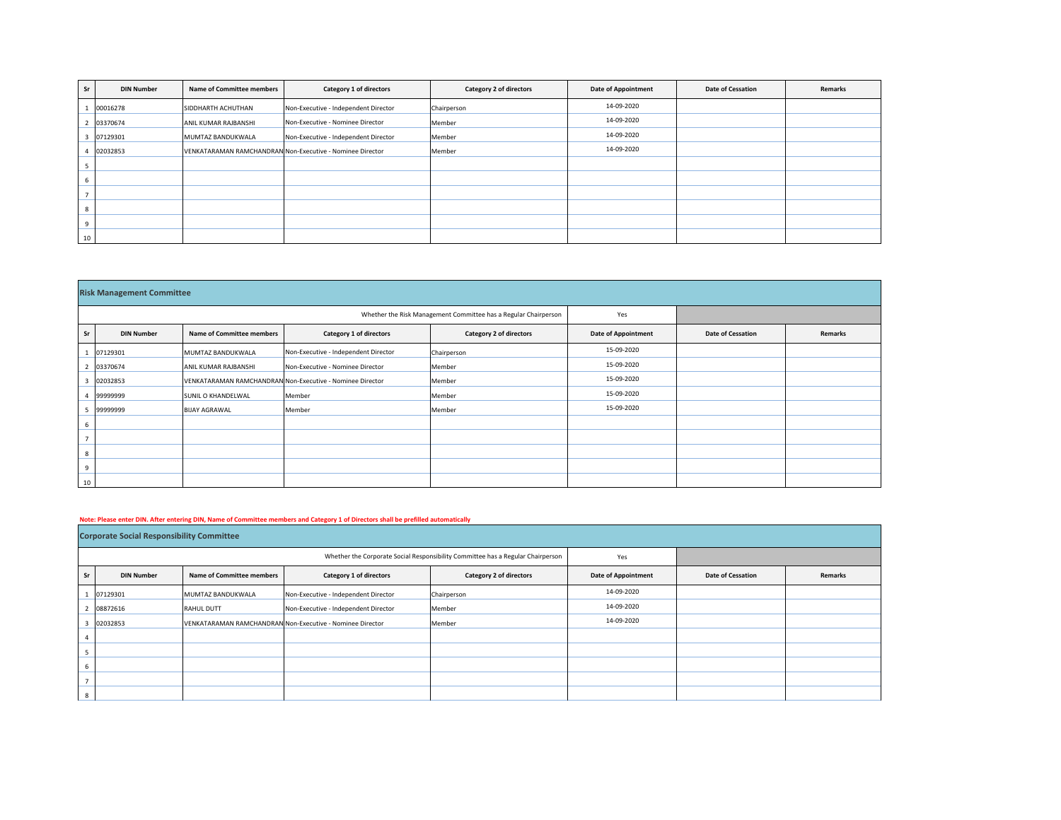| Sr | DIN Number | Name of Committee members | Category 1 of directors | Category 2 of directors | Date of Appointment | Date of Cessation | Remarks |
|---|---|---|---|---|---|---|---|
| 1 | 00016278 | SIDDHARTH ACHUTHAN | Non-Executive - Independent Director | Chairperson | 14-09-2020 | | |
| 2 | 03370674 | ANIL KUMAR RAJBANSHI | Non-Executive - Nominee Director | Member | 14-09-2020 | | |
| 3 | 07129301 | MUMTAZ BANDUKWALA | Non-Executive - Independent Director | Member | 14-09-2020 | | |
| 4 | 02032853 | VENKATARAMAN RAMCHANDRAN | Non-Executive - Nominee Director | Member | 14-09-2020 | | |
| 5 | | | | | | | |
| 6 | | | | | | | |
| 7 | | | | | | | |
| 8 | | | | | | | |
| 9 | | | | | | | |
| 10 | | | | | | | |

## Risk Management Committee

Whether the Risk Management Committee has a Regular Chairperson: Yes

| Sr | DIN Number | Name of Committee members | Category 1 of directors | Category 2 of directors | Date of Appointment | Date of Cessation | Remarks |
|---|---|---|---|---|---|---|---|
| 1 | 07129301 | MUMTAZ BANDUKWALA | Non-Executive - Independent Director | Chairperson | 15-09-2020 | | |
| 2 | 03370674 | ANIL KUMAR RAJBANSHI | Non-Executive - Nominee Director | Member | 15-09-2020 | | |
| 3 | 02032853 | VENKATARAMAN RAMCHANDRAN | Non-Executive - Nominee Director | Member | 15-09-2020 | | |
| 4 | 99999999 | SUNIL O KHANDELWAL | Member | Member | 15-09-2020 | | |
| 5 | 99999999 | BIJAY AGRAWAL | Member | Member | 15-09-2020 | | |
| 6 | | | | | | | |
| 7 | | | | | | | |
| 8 | | | | | | | |
| 9 | | | | | | | |
| 10 | | | | | | | |

**Note: Please enter DIN. After entering DIN, Name of Committee members and Category 1 of Directors shall be prefilled automatically**

## Corporate Social Responsibility Committee

Whether the Corporate Social Responsibility Committee has a Regular Chairperson: Yes

| Sr | DIN Number | Name of Committee members | Category 1 of directors | Category 2 of directors | Date of Appointment | Date of Cessation | Remarks |
|---|---|---|---|---|---|---|---|
| 1 | 07129301 | MUMTAZ BANDUKWALA | Non-Executive - Independent Director | Chairperson | 14-09-2020 | | |
| 2 | 08872616 | RAHUL DUTT | Non-Executive - Independent Director | Member | 14-09-2020 | | |
| 3 | 02032853 | VENKATARAMAN RAMCHANDRAN | Non-Executive - Nominee Director | Member | 14-09-2020 | | |
| 4 | | | | | | | |
| 5 | | | | | | | |
| 6 | | | | | | | |
| 7 | | | | | | | |
| 8 | | | | | | | |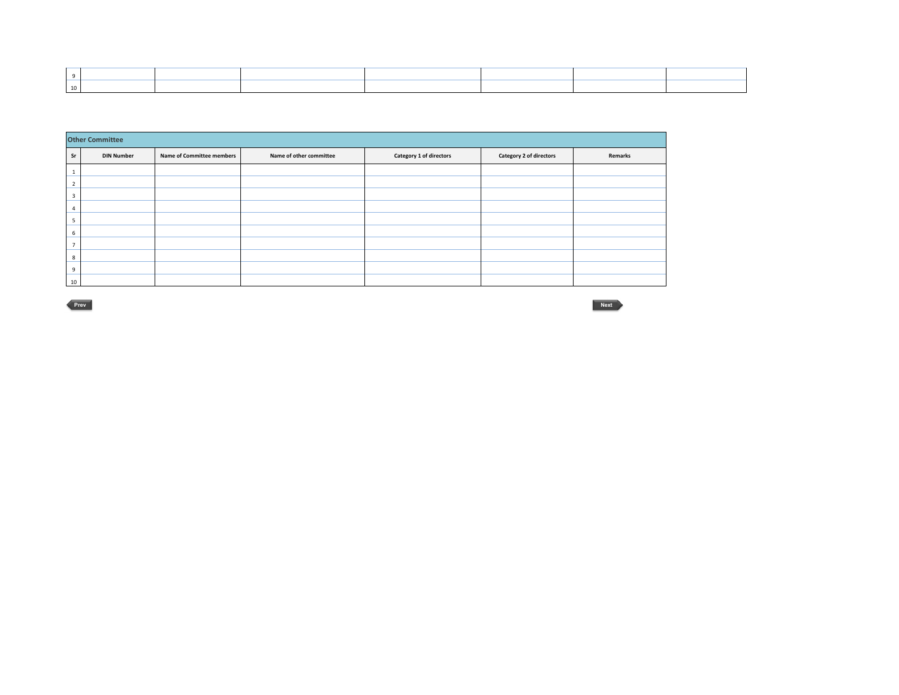| 9 | | | | | | | |
|---|---|---|---|---|---|---|---|
| 10 | | | | | | | |

## Other Committee

| Sr | DIN Number | Name of Committee members | Name of other committee | Category 1 of directors | Category 2 of directors | Remarks |
|---|---|---|---|---|---|---|
| 1 | | | | | | |
| 2 | | | | | | |
| 3 | | | | | | |
| 4 | | | | | | |
| 5 | | | | | | |
| 6 | | | | | | |
| 7 | | | | | | |
| 8 | | | | | | |
| 9 | | | | | | |
| 10 | | | | | | |

Prev

Next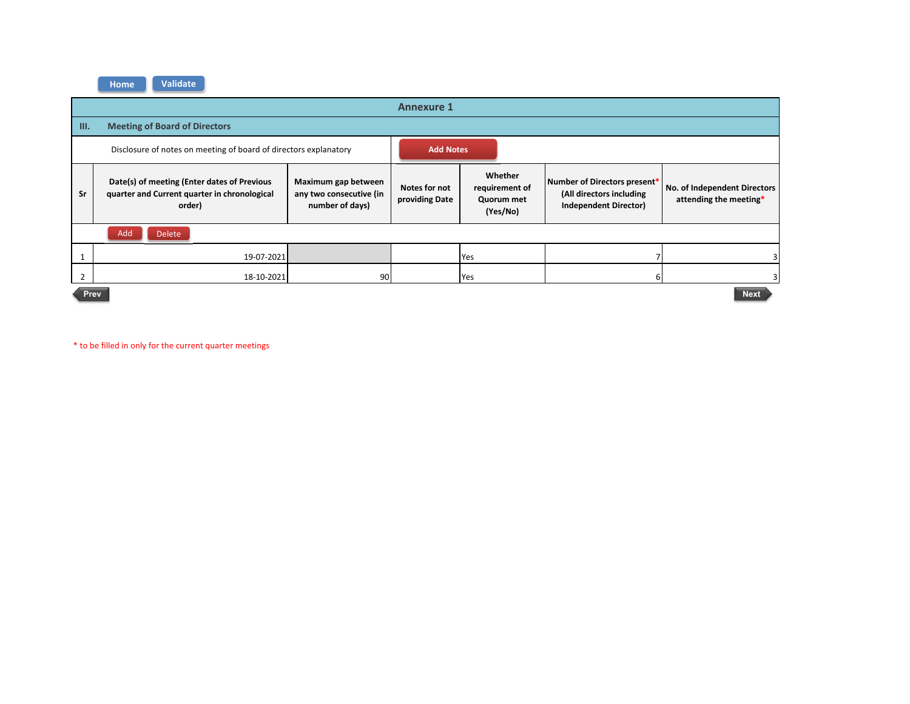## Annexure 1

### III. Meeting of Board of Directors

Disclosure of notes on meeting of board of directors explanatory

| Sr | Date(s) of meeting (Enter dates of Previous quarter and Current quarter in chronological order) | Maximum gap between any two consecutive (in number of days) | Notes for not providing Date | Whether requirement of Quorum met (Yes/No) | Number of Directors present* (All directors including Independent Director) | No. of Independent Directors attending the meeting* |
|---|---|---|---|---|---|---|
| 1 | 19-07-2021 | | | Yes | 7 | 3 |
| 2 | 18-10-2021 | 90 | | Yes | 6 | 3 |

* to be filled in only for the current quarter meetings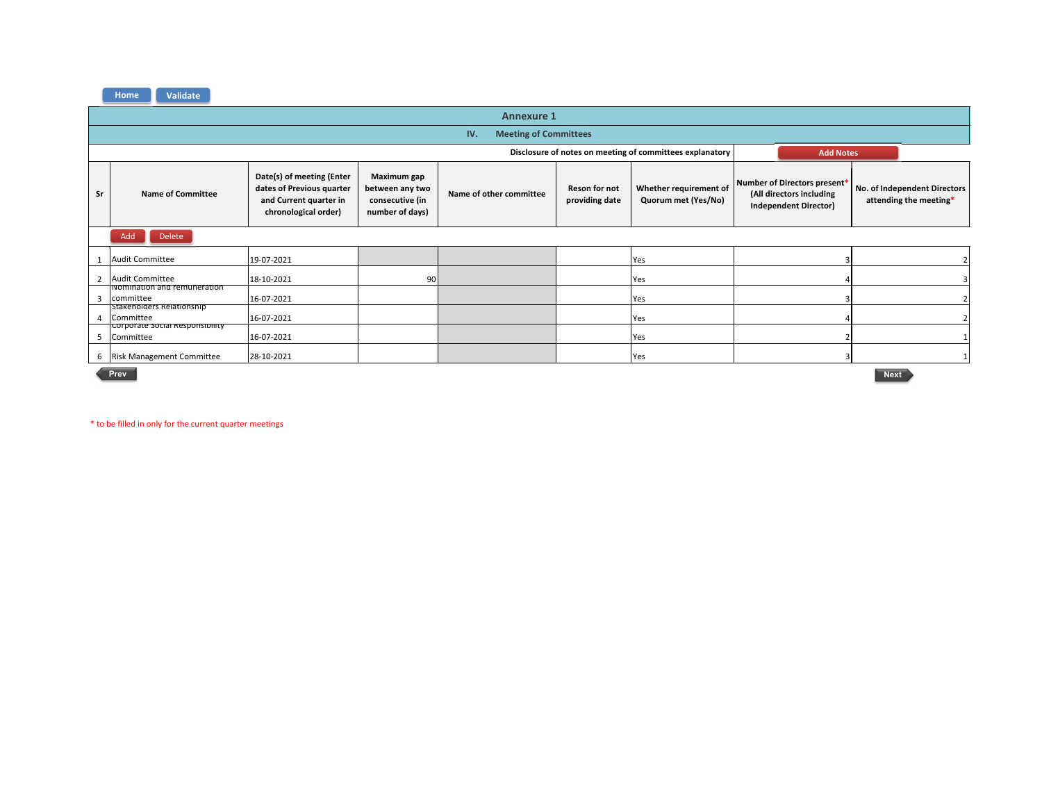# Annexure 1

## IV. Meeting of Committees

Disclosure of notes on meeting of committees explanatory

| Sr | Name of Committee | Date(s) of meeting (Enter dates of Previous quarter and Current quarter in chronological order) | Maximum gap between any two consecutive (in number of days) | Name of other committee | Reson for not providing date | Whether requirement of Quorum met (Yes/No) | Number of Directors present* (All directors including Independent Director) | No. of Independent Directors attending the meeting* |
|---|---|---|---|---|---|---|---|---|
| 1 | Audit Committee | 19-07-2021 | | | | Yes | 3 | 2 |
| 2 | Audit Committee | 18-10-2021 | 90 | | | Yes | 4 | 3 |
| 3 | Nomination and remuneration committee | 16-07-2021 | | | | Yes | 3 | 2 |
| 4 | Stakeholders Relationship Committee | 16-07-2021 | | | | Yes | 4 | 2 |
| 5 | Corporate Social Responsibility Committee | 16-07-2021 | | | | Yes | 2 | 1 |
| 6 | Risk Management Committee | 28-10-2021 | | | | Yes | 3 | 1 |

* to be filled in only for the current quarter meetings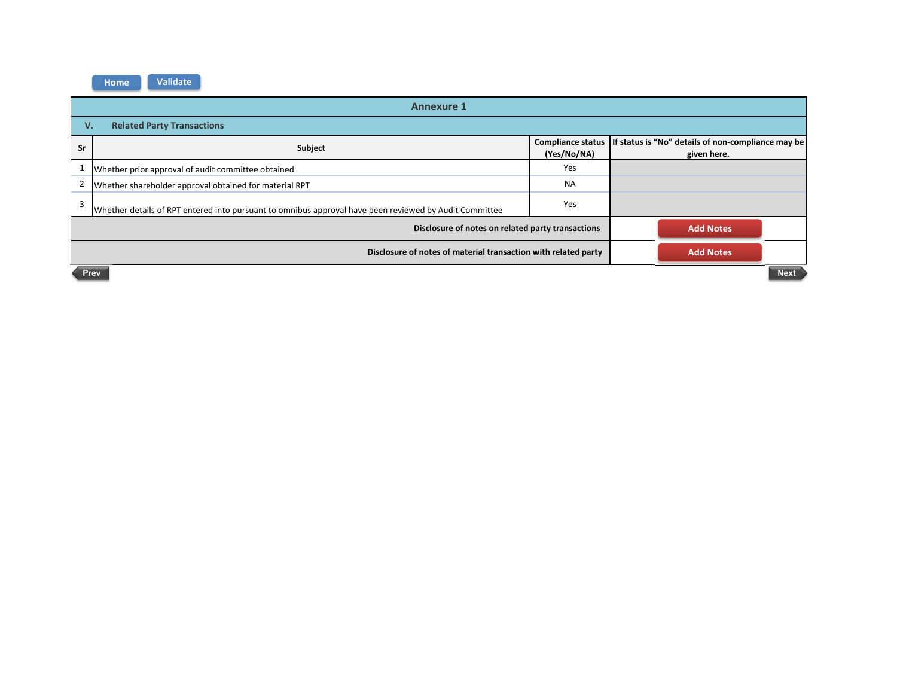Home Validate

# Annexure 1

## V. Related Party Transactions

| Sr | Subject | Compliance status (Yes/No/NA) | If status is "No" details of non-compliance may be given here. |
|---|---|---|---|
| 1 | Whether prior approval of audit committee obtained | Yes | |
| 2 | Whether shareholder approval obtained for material RPT | NA | |
| 3 | Whether details of RPT entered into pursuant to omnibus approval have been reviewed by Audit Committee | Yes | |
| | Disclosure of notes on related party transactions | | Add Notes |
| | Disclosure of notes of material transaction with related party | | Add Notes |

Prev Next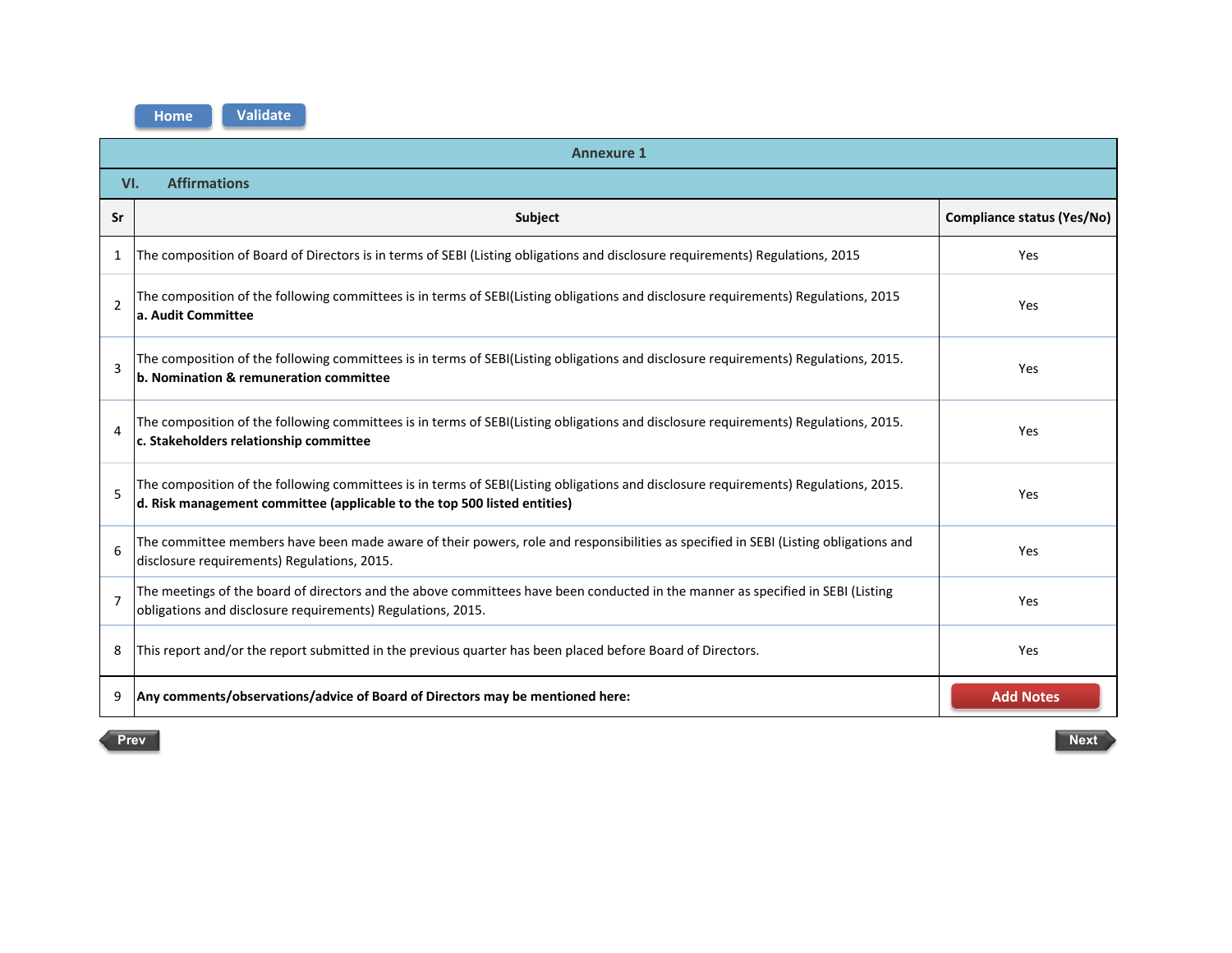Home Validate

## Annexure 1

### VI. Affirmations

| Sr | Subject | Compliance status (Yes/No) |
|---|---|---|
| 1 | The composition of Board of Directors is in terms of SEBI (Listing obligations and disclosure requirements) Regulations, 2015 | Yes |
| 2 | The composition of the following committees is in terms of SEBI(Listing obligations and disclosure requirements) Regulations, 2015 **a. Audit Committee** | Yes |
| 3 | The composition of the following committees is in terms of SEBI(Listing obligations and disclosure requirements) Regulations, 2015. **b. Nomination & remuneration committee** | Yes |
| 4 | The composition of the following committees is in terms of SEBI(Listing obligations and disclosure requirements) Regulations, 2015. **c. Stakeholders relationship committee** | Yes |
| 5 | The composition of the following committees is in terms of SEBI(Listing obligations and disclosure requirements) Regulations, 2015. **d. Risk management committee (applicable to the top 500 listed entities)** | Yes |
| 6 | The committee members have been made aware of their powers, role and responsibilities as specified in SEBI (Listing obligations and disclosure requirements) Regulations, 2015. | Yes |
| 7 | The meetings of the board of directors and the above committees have been conducted in the manner as specified in SEBI (Listing obligations and disclosure requirements) Regulations, 2015. | Yes |
| 8 | This report and/or the report submitted in the previous quarter has been placed before Board of Directors. | Yes |
| 9 | **Any comments/observations/advice of Board of Directors may be mentioned here:** | Add Notes |

Prev Next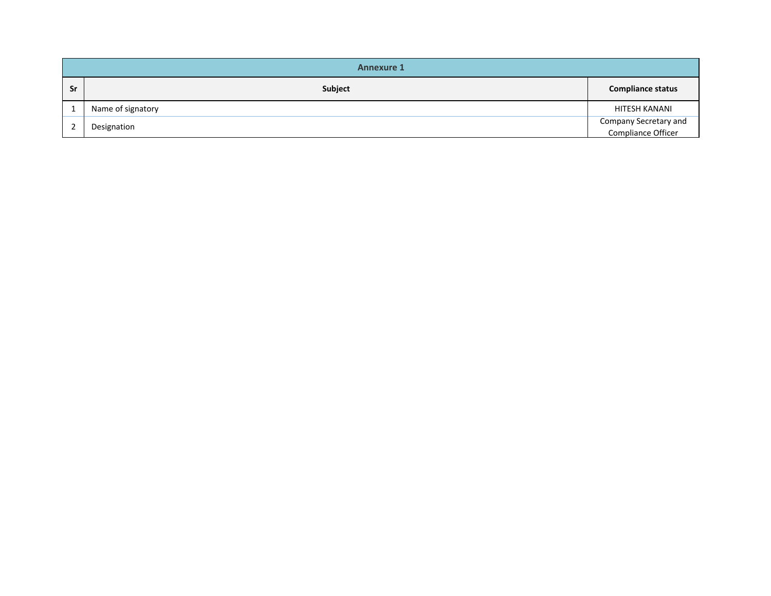| Annexure 1 | | |
|---|---|---|
| **Sr** | **Subject** | **Compliance status** |
| 1 | Name of signatory | HITESH KANANI |
| 2 | Designation | Company Secretary and Compliance Officer |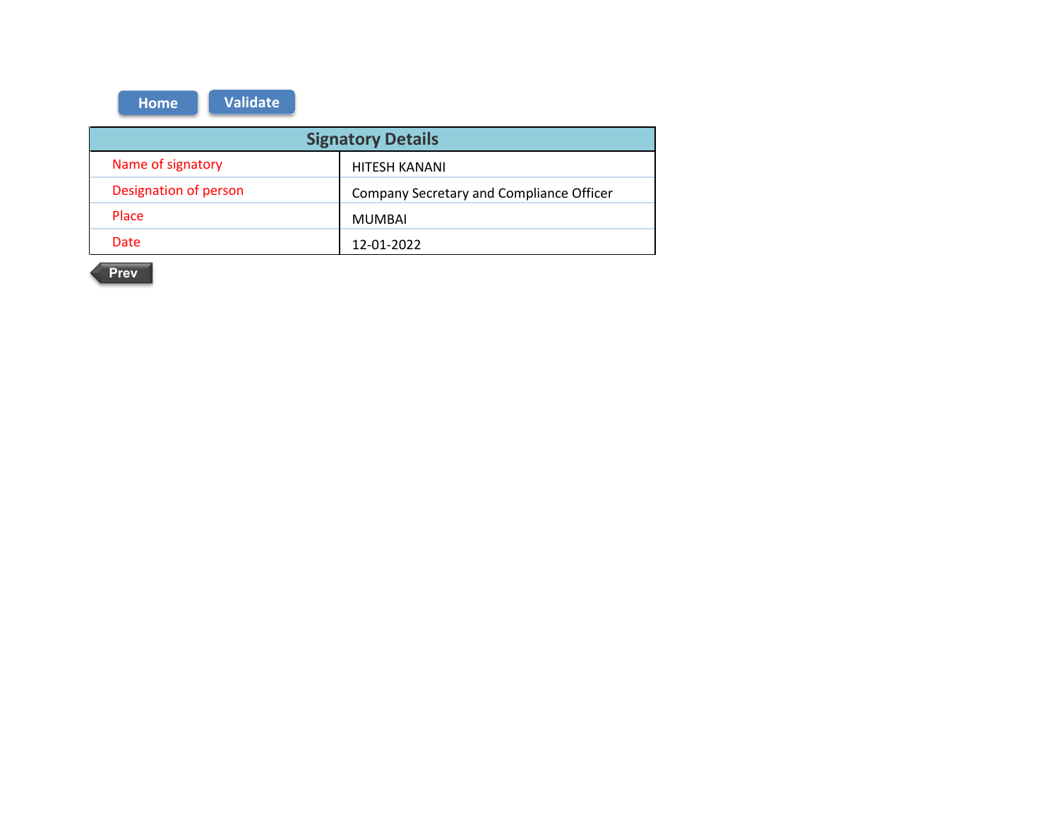Home Validate

| Signatory Details | |
|---|---|
| Name of signatory | HITESH KANANI |
| Designation of person | Company Secretary and Compliance Officer |
| Place | MUMBAI |
| Date | 12-01-2022 |

Prev